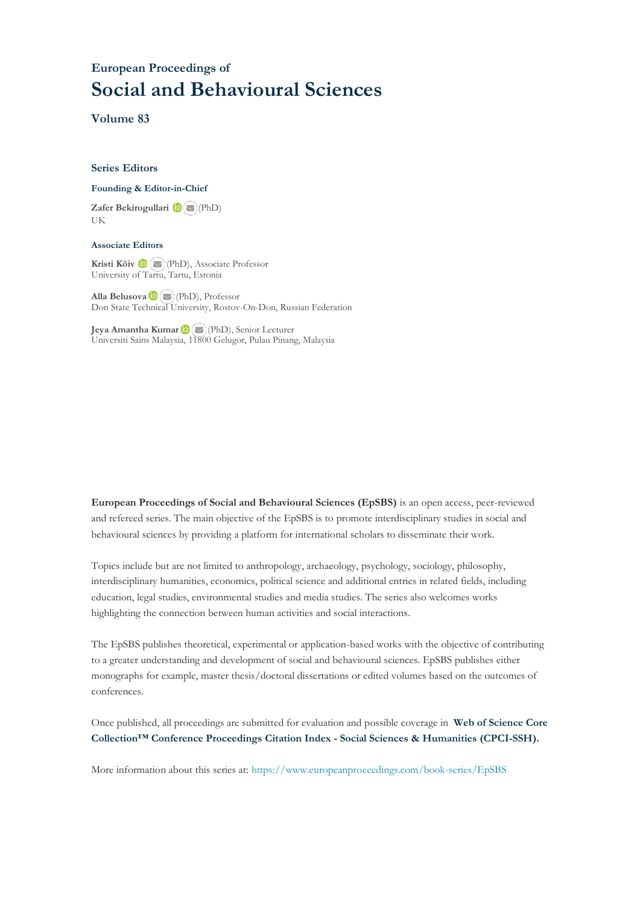European Proceedings of

# Social and Behavioural Sciences

## Volume 83

### Series Editors

**Founding & Editor-in-Chief**

**Zafer Bekirogullari** (PhD)
UK

**Associate Editors**

**Kristi Köiv** (PhD), Associate Professor
University of Tartu, Tartu, Estonia

**Alla Belusova** (PhD), Professor
Don State Technical University, Rostov-On-Don, Russian Federation

**Jeya Amantha Kumar** (PhD), Senior Lecturer
Universiti Sains Malaysia, 11800 Gelugor, Pulau Pinang, Malaysia

**European Proceedings of Social and Behavioural Sciences (EpSBS)** is an open access, peer-reviewed and refereed series. The main objective of the EpSBS is to promote interdisciplinary studies in social and behavioural sciences by providing a platform for international scholars to disseminate their work.

Topics include but are not limited to anthropology, archaeology, psychology, sociology, philosophy, interdisciplinary humanities, economics, political science and additional entries in related fields, including education, legal studies, environmental studies and media studies. The series also welcomes works highlighting the connection between human activities and social interactions.

The EpSBS publishes theoretical, experimental or application-based works with the objective of contributing to a greater understanding and development of social and behavioural sciences. EpSBS publishes either monographs for example, master thesis/doctoral dissertations or edited volumes based on the outcomes of conferences.

Once published, all proceedings are submitted for evaluation and possible coverage in **Web of Science Core Collection™ Conference Proceedings Citation Index - Social Sciences & Humanities (CPCI-SSH).**

More information about this series at: https://www.europeanproceedings.com/book-series/EpSBS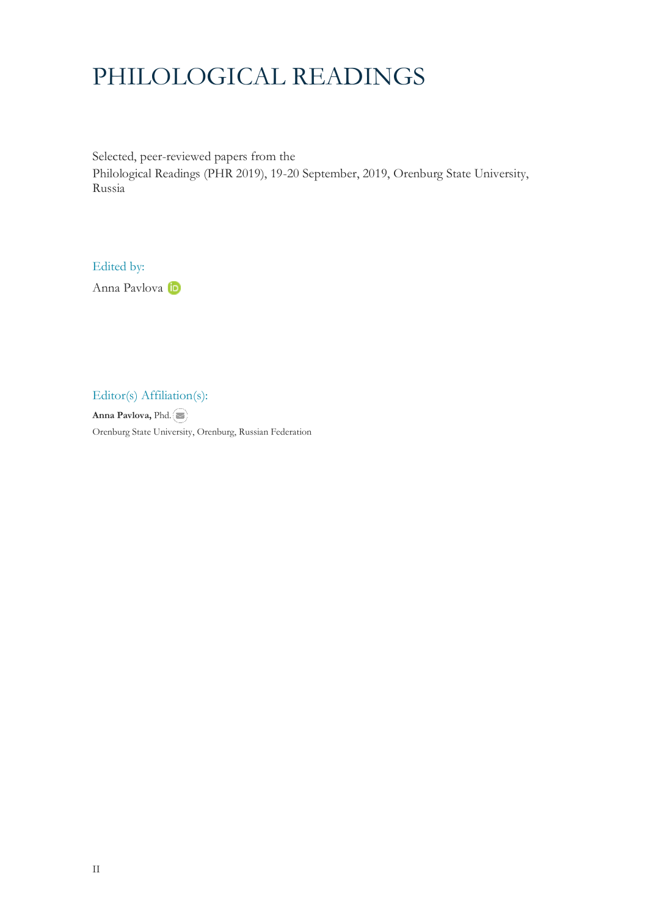# PHILOLOGICAL READINGS

Selected, peer-reviewed papers from the
Philological Readings (PHR 2019), 19-20 September, 2019, Orenburg State University, Russia

Edited by:

Anna Pavlova

Editor(s) Affiliation(s):

**Anna Pavlova,** Phd.

Orenburg State University, Orenburg, Russian Federation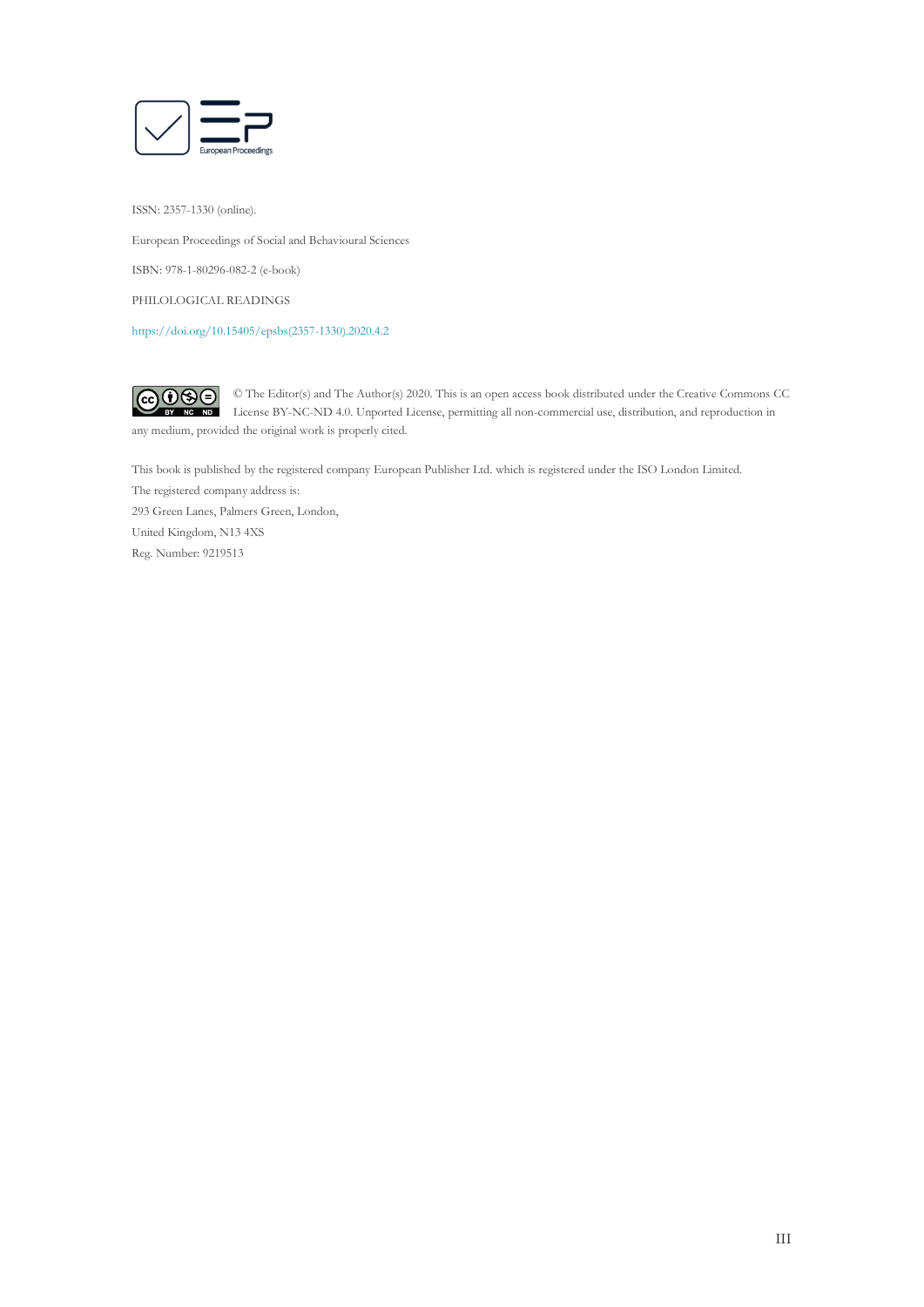ISSN: 2357-1330 (online).

European Proceedings of Social and Behavioural Sciences

ISBN: 978-1-80296-082-2 (e-book)

PHILOLOGICAL READINGS

https://doi.org/10.15405/epsbs(2357-1330).2020.4.2

© The Editor(s) and The Author(s) 2020. This is an open access book distributed under the Creative Commons CC License BY-NC-ND 4.0. Unported License, permitting all non-commercial use, distribution, and reproduction in any medium, provided the original work is properly cited.

This book is published by the registered company European Publisher Ltd. which is registered under the ISO London Limited.
The registered company address is:
293 Green Lanes, Palmers Green, London,
United Kingdom, N13 4XS
Reg. Number: 9219513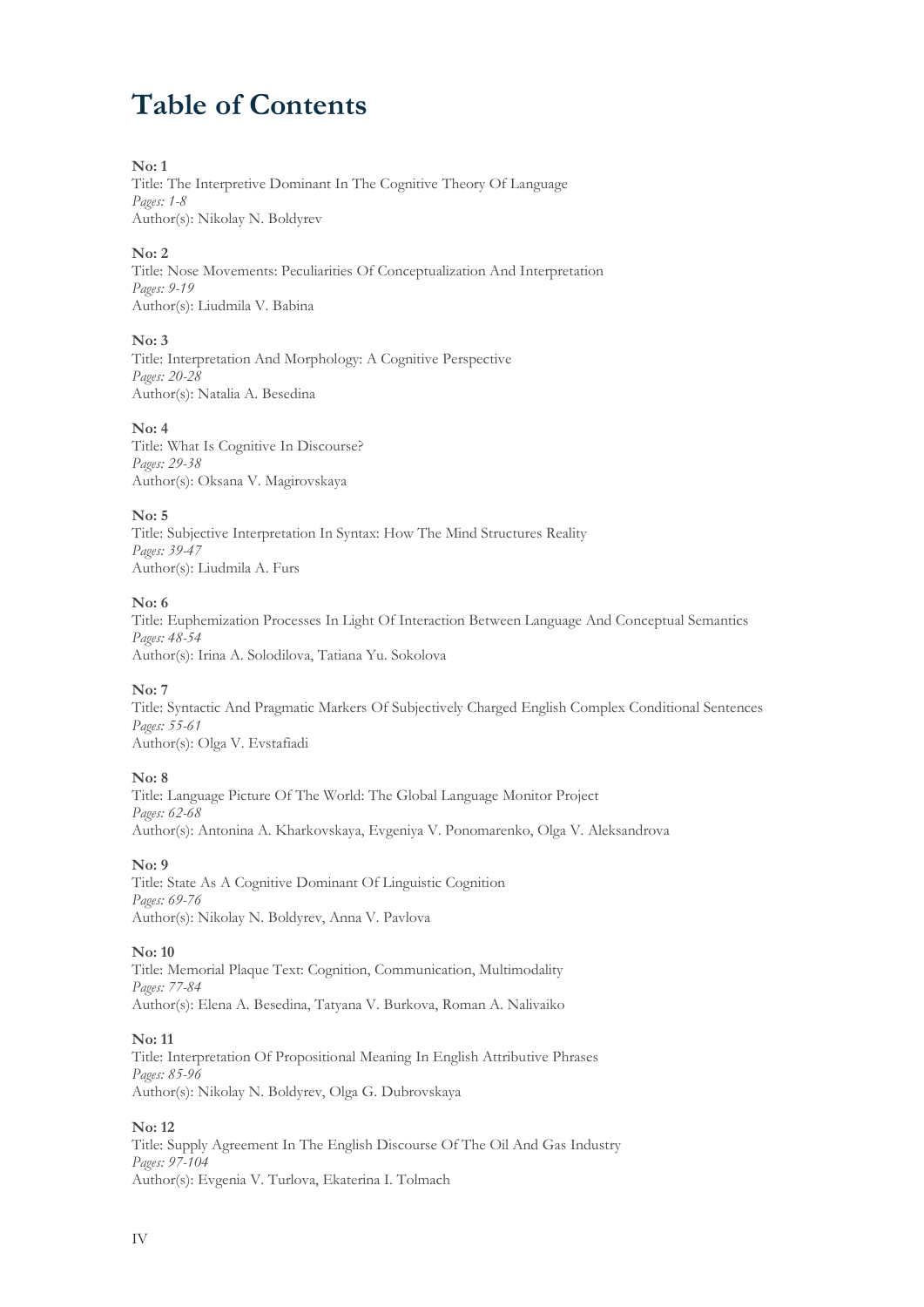# Table of Contents

**No: 1**
Title: The Interpretive Dominant In The Cognitive Theory Of Language
*Pages: 1-8*
Author(s): Nikolay N. Boldyrev

**No: 2**
Title: Nose Movements: Peculiarities Of Conceptualization And Interpretation
*Pages: 9-19*
Author(s): Liudmila V. Babina

**No: 3**
Title: Interpretation And Morphology: A Cognitive Perspective
*Pages: 20-28*
Author(s): Natalia A. Besedina

**No: 4**
Title: What Is Cognitive In Discourse?
*Pages: 29-38*
Author(s): Oksana V. Magirovskaya

**No: 5**
Title: Subjective Interpretation In Syntax: How The Mind Structures Reality
*Pages: 39-47*
Author(s): Liudmila A. Furs

**No: 6**
Title: Euphemization Processes In Light Of Interaction Between Language And Conceptual Semantics
*Pages: 48-54*
Author(s): Irina A. Solodilova, Tatiana Yu. Sokolova

**No: 7**
Title: Syntactic And Pragmatic Markers Of Subjectively Charged English Complex Conditional Sentences
*Pages: 55-61*
Author(s): Olga V. Evstafiadi

**No: 8**
Title: Language Picture Of The World: The Global Language Monitor Project
*Pages: 62-68*
Author(s): Antonina A. Kharkovskaya, Evgeniya V. Ponomarenko, Olga V. Aleksandrova

**No: 9**
Title: State As A Cognitive Dominant Of Linguistic Cognition
*Pages: 69-76*
Author(s): Nikolay N. Boldyrev, Anna V. Pavlova

**No: 10**
Title: Memorial Plaque Text: Cognition, Communication, Multimodality
*Pages: 77-84*
Author(s): Elena A. Besedina, Tatyana V. Burkova, Roman A. Nalivaiko

**No: 11**
Title: Interpretation Of Propositional Meaning In English Attributive Phrases
*Pages: 85-96*
Author(s): Nikolay N. Boldyrev, Olga G. Dubrovskaya

**No: 12**
Title: Supply Agreement In The English Discourse Of The Oil And Gas Industry
*Pages: 97-104*
Author(s): Evgenia V. Turlova, Ekaterina I. Tolmach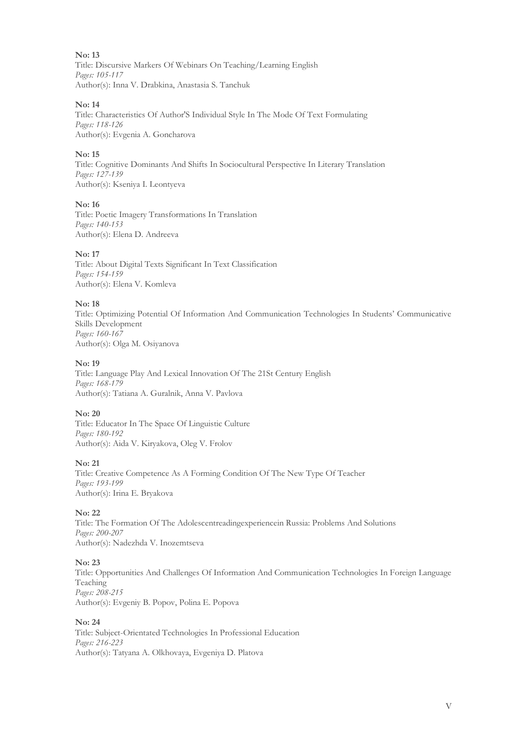**No: 13**
Title: Discursive Markers Of Webinars On Teaching/Learning English
*Pages: 105-117*
Author(s): Inna V. Drabkina, Anastasia S. Tanchuk

**No: 14**
Title: Characteristics Of Author'S Individual Style In The Mode Of Text Formulating
*Pages: 118-126*
Author(s): Evgenia A. Goncharova

**No: 15**
Title: Cognitive Dominants And Shifts In Sociocultural Perspective In Literary Translation
*Pages: 127-139*
Author(s): Kseniya I. Leontyeva

**No: 16**
Title: Poetic Imagery Transformations In Translation
*Pages: 140-153*
Author(s): Elena D. Andreeva

**No: 17**
Title: About Digital Texts Significant In Text Classification
*Pages: 154-159*
Author(s): Elena V. Komleva

**No: 18**
Title: Optimizing Potential Of Information And Communication Technologies In Students' Communicative Skills Development
*Pages: 160-167*
Author(s): Olga M. Osiyanova

**No: 19**
Title: Language Play And Lexical Innovation Of The 21St Century English
*Pages: 168-179*
Author(s): Tatiana A. Guralnik, Anna V. Pavlova

**No: 20**
Title: Educator In The Space Of Linguistic Culture
*Pages: 180-192*
Author(s): Aida V. Kiryakova, Oleg V. Frolov

**No: 21**
Title: Creative Competence As A Forming Condition Of The New Type Of Teacher
*Pages: 193-199*
Author(s): Irina E. Bryakova

**No: 22**
Title: The Formation Of The Adolescentreadingexperiencein Russia: Problems And Solutions
*Pages: 200-207*
Author(s): Nadezhda V. Inozemtseva

**No: 23**
Title: Opportunities And Challenges Of Information And Communication Technologies In Foreign Language Teaching
*Pages: 208-215*
Author(s): Evgeniy B. Popov, Polina E. Popova

**No: 24**
Title: Subject-Orientated Technologies In Professional Education
*Pages: 216-223*
Author(s): Tatyana A. Olkhovaya, Evgeniya D. Platova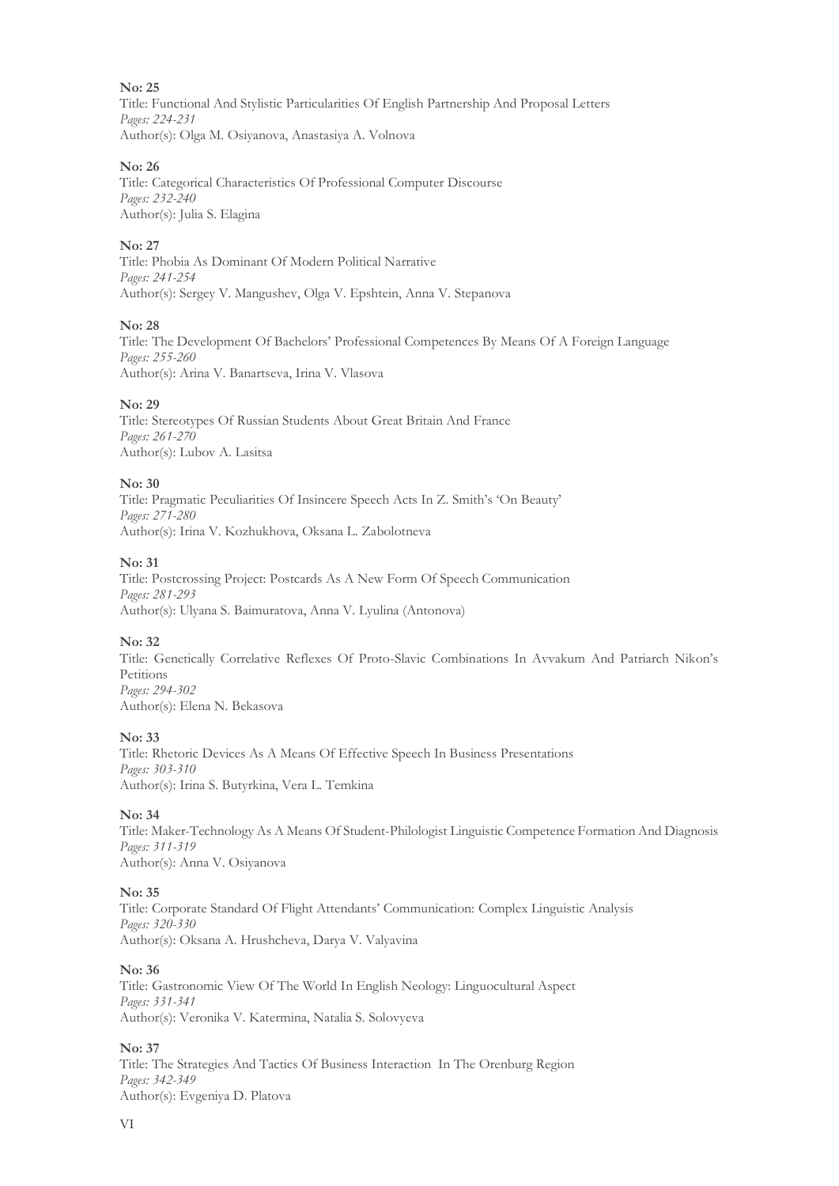**No: 25**
Title: Functional And Stylistic Particularities Of English Partnership And Proposal Letters
*Pages: 224-231*
Author(s): Olga M. Osiyanova, Anastasiya A. Volnova

**No: 26**
Title: Categorical Characteristics Of Professional Computer Discourse
*Pages: 232-240*
Author(s): Julia S. Elagina

**No: 27**
Title: Phobia As Dominant Of Modern Political Narrative
*Pages: 241-254*
Author(s): Sergey V. Mangushev, Olga V. Epshtein, Anna V. Stepanova

**No: 28**
Title: The Development Of Bachelors' Professional Competences By Means Of A Foreign Language
*Pages: 255-260*
Author(s): Arina V. Banartseva, Irina V. Vlasova

**No: 29**
Title: Stereotypes Of Russian Students About Great Britain And France
*Pages: 261-270*
Author(s): Lubov A. Lasitsa

**No: 30**
Title: Pragmatic Peculiarities Of Insincere Speech Acts In Z. Smith's 'On Beauty'
*Pages: 271-280*
Author(s): Irina V. Kozhukhova, Oksana L. Zabolotneva

**No: 31**
Title: Postcrossing Project: Postcards As A New Form Of Speech Communication
*Pages: 281-293*
Author(s): Ulyana S. Baimuratova, Anna V. Lyulina (Antonova)

**No: 32**
Title: Genetically Correlative Reflexes Of Proto-Slavic Combinations In Avvakum And Patriarch Nikon's Petitions
*Pages: 294-302*
Author(s): Elena N. Bekasova

**No: 33**
Title: Rhetoric Devices As A Means Of Effective Speech In Business Presentations
*Pages: 303-310*
Author(s): Irina S. Butyrkina, Vera L. Temkina

**No: 34**
Title: Maker-Technology As A Means Of Student-Philologist Linguistic Competence Formation And Diagnosis
*Pages: 311-319*
Author(s): Anna V. Osiyanova

**No: 35**
Title: Corporate Standard Of Flight Attendants' Communication: Complex Linguistic Analysis
*Pages: 320-330*
Author(s): Oksana A. Hrushcheva, Darya V. Valyavina

**No: 36**
Title: Gastronomic View Of The World In English Neology: Linguocultural Aspect
*Pages: 331-341*
Author(s): Veronika V. Katermina, Natalia S. Solovyeva

**No: 37**
Title: The Strategies And Tactics Of Business Interaction In The Orenburg Region
*Pages: 342-349*
Author(s): Evgeniya D. Platova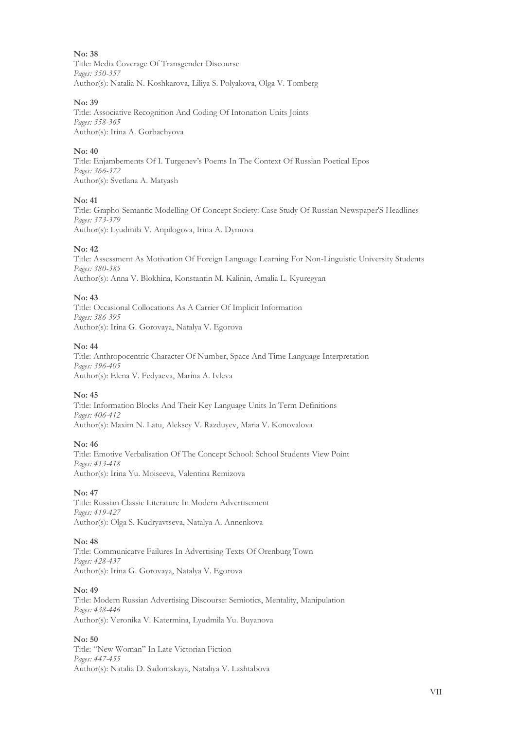**No: 38**
Title: Media Coverage Of Transgender Discourse
*Pages: 350-357*
Author(s): Natalia N. Koshkarova, Liliya S. Polyakova, Olga V. Tomberg

**No: 39**
Title: Associative Recognition And Coding Of Intonation Units Joints
*Pages: 358-365*
Author(s): Irina A. Gorbachyova

**No: 40**
Title: Enjambements Of I. Turgenev's Poems In The Context Of Russian Poetical Epos
*Pages: 366-372*
Author(s): Svetlana A. Matyash

**No: 41**
Title: Grapho-Semantic Modelling Of Concept Society: Case Study Of Russian Newspaper'S Headlines
*Pages: 373-379*
Author(s): Lyudmila V. Anpilogova, Irina A. Dymova

**No: 42**
Title: Assessment As Motivation Of Foreign Language Learning For Non-Linguistic University Students
*Pages: 380-385*
Author(s): Anna V. Blokhina, Konstantin M. Kalinin, Amalia L. Kyuregyan

**No: 43**
Title: Occasional Collocations As A Carrier Of Implicit Information
*Pages: 386-395*
Author(s): Irina G. Gorovaya, Natalya V. Egorova

**No: 44**
Title: Anthropocentric Character Of Number, Space And Time Language Interpretation
*Pages: 396-405*
Author(s): Elena V. Fedyaeva, Marina A. Ivleva

**No: 45**
Title: Information Blocks And Their Key Language Units In Term Definitions
*Pages: 406-412*
Author(s): Maxim N. Latu, Aleksey V. Razduyev, Maria V. Konovalova

**No: 46**
Title: Emotive Verbalisation Of The Concept School: School Students View Point
*Pages: 413-418*
Author(s): Irina Yu. Moiseeva, Valentina Remizova

**No: 47**
Title: Russian Classic Literature In Modern Advertisement
*Pages: 419-427*
Author(s): Olga S. Kudryavtseva, Natalya A. Annenkova

**No: 48**
Title: Communicatve Failures In Advertising Texts Of Orenburg Town
*Pages: 428-437*
Author(s): Irina G. Gorovaya, Natalya V. Egorova

**No: 49**
Title: Modern Russian Advertising Discourse: Semiotics, Mentality, Manipulation
*Pages: 438-446*
Author(s): Veronika V. Katermina, Lyudmila Yu. Buyanova

**No: 50**
Title: "New Woman" In Late Victorian Fiction
*Pages: 447-455*
Author(s): Natalia D. Sadomskaya, Nataliya V. Lashtabova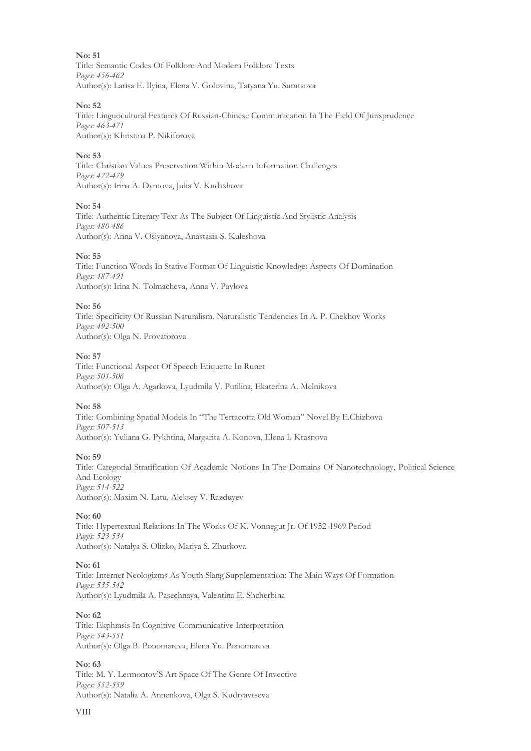**No: 51**
Title: Semantic Codes Of Folklore And Modern Folklore Texts
*Pages: 456-462*
Author(s): Larisa E. Ilyina, Elena V. Golovina, Tatyana Yu. Sumtsova

**No: 52**
Title: Linguocultural Features Of Russian-Chinese Communication In The Field Of Jurisprudence
*Pages: 463-471*
Author(s): Khristina P. Nikiforova

**No: 53**
Title: Christian Values Preservation Within Modern Information Challenges
*Pages: 472-479*
Author(s): Irina A. Dymova, Julia V. Kudashova

**No: 54**
Title: Authentic Literary Text As The Subject Of Linguistic And Stylistic Analysis
*Pages: 480-486*
Author(s): Anna V. Osiyanova, Anastasia S. Kuleshova

**No: 55**
Title: Function Words In Stative Format Of Linguistic Knowledge: Aspects Of Domination
*Pages: 487-491*
Author(s): Irina N. Tolmacheva, Anna V. Pavlova

**No: 56**
Title: Specificity Of Russian Naturalism. Naturalistic Tendencies In A. P. Chekhov Works
*Pages: 492-500*
Author(s): Olga N. Provatorova

**No: 57**
Title: Functional Aspect Of Speech Etiquette In Runet
*Pages: 501-506*
Author(s): Olga A. Agarkova, Lyudmila V. Putilina, Ekaterina A. Melnikova

**No: 58**
Title: Combining Spatial Models In "The Terracotta Old Woman" Novel By E.Chizhova
*Pages: 507-513*
Author(s): Yuliana G. Pykhtina, Margarita A. Konova, Elena I. Krasnova

**No: 59**
Title: Categorial Stratification Of Academic Notions In The Domains Of Nanotechnology, Political Science And Ecology
*Pages: 514-522*
Author(s): Maxim N. Latu, Aleksey V. Razduyev

**No: 60**
Title: Hypertextual Relations In The Works Of K. Vonnegut Jr. Of 1952-1969 Period
*Pages: 523-534*
Author(s): Natalya S. Olizko, Mariya S. Zhurkova

**No: 61**
Title: Internet Neologizms As Youth Slang Supplementation: The Main Ways Of Formation
*Pages: 535-542*
Author(s): Lyudmila A. Pasechnaya, Valentina E. Shcherbina

**No: 62**
Title: Ekphrasis In Cognitive-Communicative Interpretation
*Pages: 543-551*
Author(s): Olga B. Ponomareva, Elena Yu. Ponomareva

**No: 63**
Title: M. Y. Lermontov'S Art Space Of The Genre Of Invective
*Pages: 552-559*
Author(s): Natalia A. Annenkova, Olga S. Kudryavtseva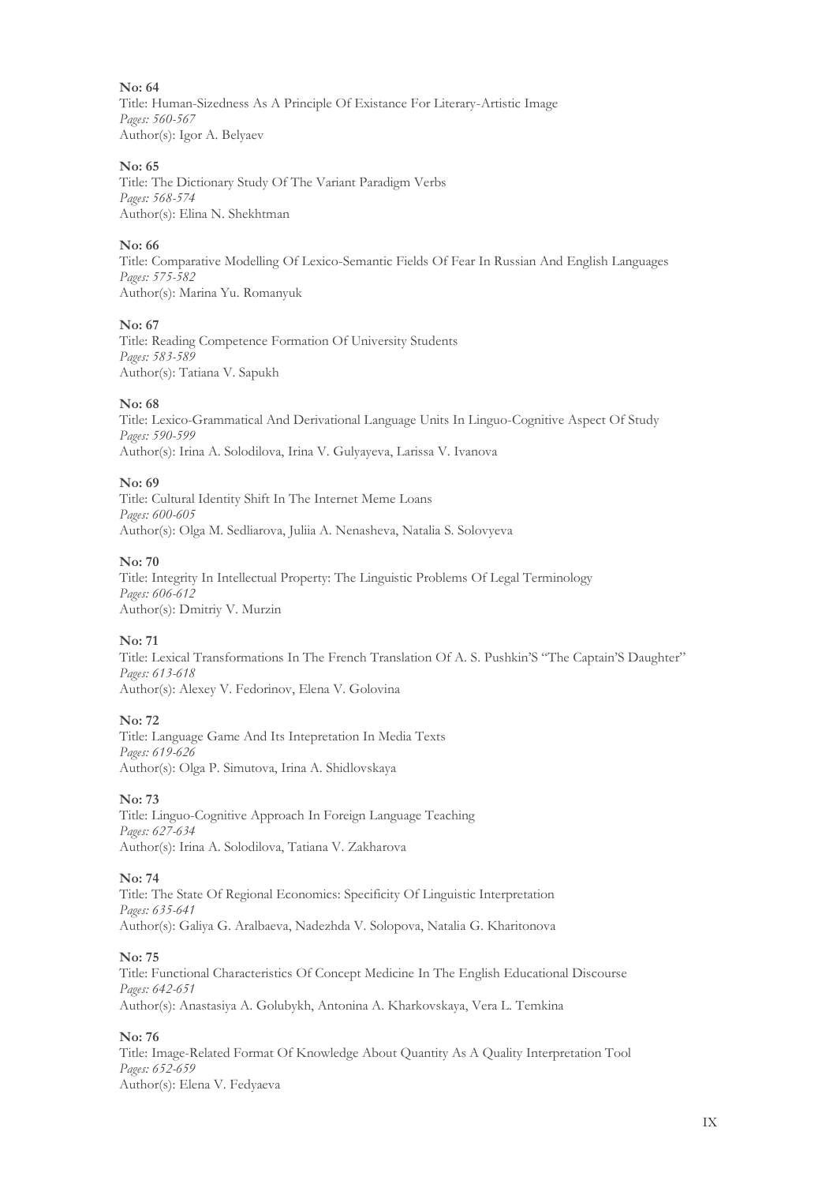**No: 64**
Title: Human-Sizedness As A Principle Of Existance For Literary-Artistic Image
*Pages: 560-567*
Author(s): Igor A. Belyaev

**No: 65**
Title: The Dictionary Study Of The Variant Paradigm Verbs
*Pages: 568-574*
Author(s): Elina N. Shekhtman

**No: 66**
Title: Comparative Modelling Of Lexico-Semantic Fields Of Fear In Russian And English Languages
*Pages: 575-582*
Author(s): Marina Yu. Romanyuk

**No: 67**
Title: Reading Competence Formation Of University Students
*Pages: 583-589*
Author(s): Tatiana V. Sapukh

**No: 68**
Title: Lexico-Grammatical And Derivational Language Units In Linguo-Cognitive Aspect Of Study
*Pages: 590-599*
Author(s): Irina A. Solodilova, Irina V. Gulyayeva, Larissa V. Ivanova

**No: 69**
Title: Cultural Identity Shift In The Internet Meme Loans
*Pages: 600-605*
Author(s): Olga M. Sedliarova, Juliia A. Nenasheva, Natalia S. Solovyeva

**No: 70**
Title: Integrity In Intellectual Property: The Linguistic Problems Of Legal Terminology
*Pages: 606-612*
Author(s): Dmitriy V. Murzin

**No: 71**
Title: Lexical Transformations In The French Translation Of A. S. Pushkin'S "The Captain'S Daughter"
*Pages: 613-618*
Author(s): Alexey V. Fedorinov, Elena V. Golovina

**No: 72**
Title: Language Game And Its Intepretation In Media Texts
*Pages: 619-626*
Author(s): Olga P. Simutova, Irina A. Shidlovskaya

**No: 73**
Title: Linguo-Cognitive Approach In Foreign Language Teaching
*Pages: 627-634*
Author(s): Irina A. Solodilova, Tatiana V. Zakharova

**No: 74**
Title: The State Of Regional Economics: Specificity Of Linguistic Interpretation
*Pages: 635-641*
Author(s): Galiya G. Aralbaeva, Nadezhda V. Solopova, Natalia G. Kharitonova

**No: 75**
Title: Functional Characteristics Of Concept Medicine In The English Educational Discourse
*Pages: 642-651*
Author(s): Anastasiya A. Golubykh, Antonina A. Kharkovskaya, Vera L. Temkina

**No: 76**
Title: Image-Related Format Of Knowledge About Quantity As A Quality Interpretation Tool
*Pages: 652-659*
Author(s): Elena V. Fedyaeva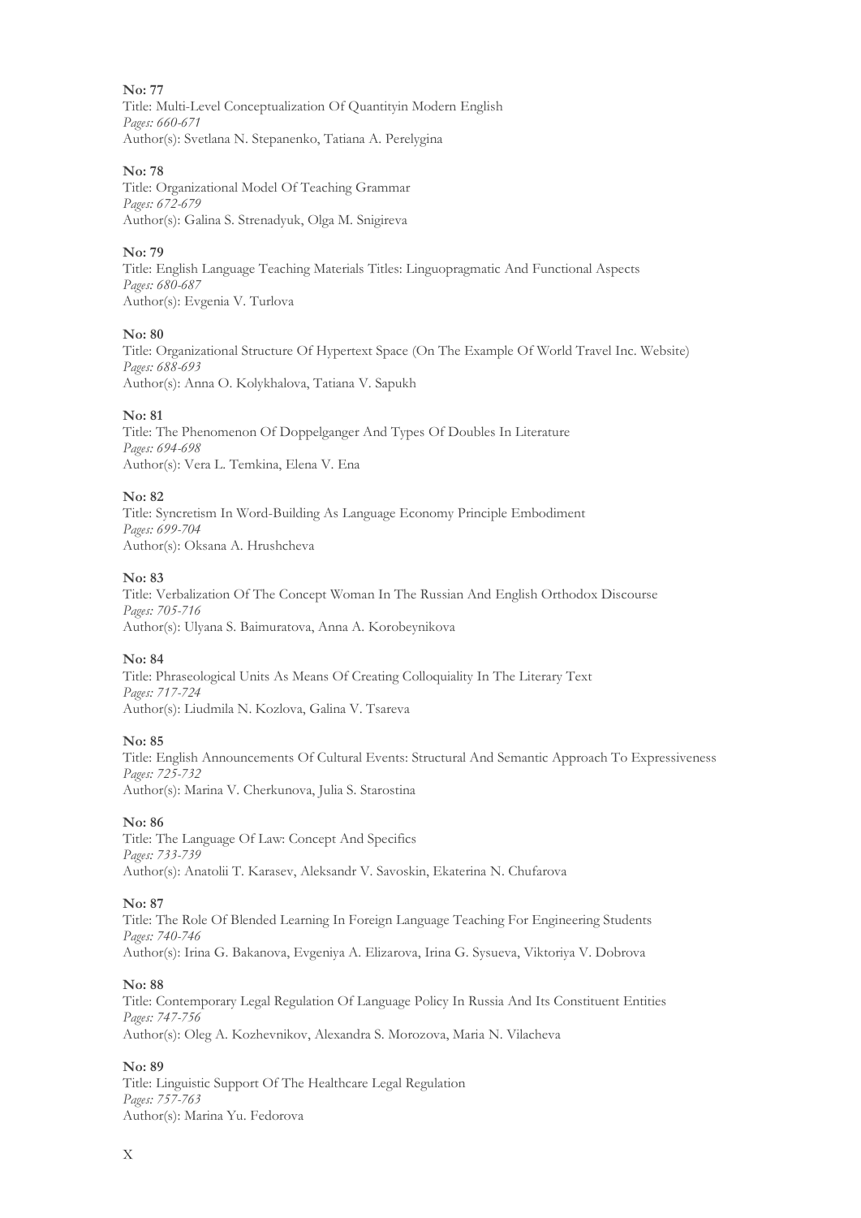**No: 77**
Title: Multi-Level Conceptualization Of Quantityin Modern English
*Pages: 660-671*
Author(s): Svetlana N. Stepanenko, Tatiana A. Perelygina

**No: 78**
Title: Organizational Model Of Teaching Grammar
*Pages: 672-679*
Author(s): Galina S. Strenadyuk, Olga M. Snigireva

**No: 79**
Title: English Language Teaching Materials Titles: Linguopragmatic And Functional Aspects
*Pages: 680-687*
Author(s): Evgenia V. Turlova

**No: 80**
Title: Organizational Structure Of Hypertext Space (On The Example Of World Travel Inc. Website)
*Pages: 688-693*
Author(s): Anna O. Kolykhalova, Tatiana V. Sapukh

**No: 81**
Title: The Phenomenon Of Doppelganger And Types Of Doubles In Literature
*Pages: 694-698*
Author(s): Vera L. Temkina, Elena V. Ena

**No: 82**
Title: Syncretism In Word-Building As Language Economy Principle Embodiment
*Pages: 699-704*
Author(s): Oksana A. Hrushcheva

**No: 83**
Title: Verbalization Of The Concept Woman In The Russian And English Orthodox Discourse
*Pages: 705-716*
Author(s): Ulyana S. Baimuratova, Anna A. Korobeynikova

**No: 84**
Title: Phraseological Units As Means Of Creating Colloquiality In The Literary Text
*Pages: 717-724*
Author(s): Liudmila N. Kozlova, Galina V. Tsareva

**No: 85**
Title: English Announcements Of Cultural Events: Structural And Semantic Approach To Expressiveness
*Pages: 725-732*
Author(s): Marina V. Cherkunova, Julia S. Starostina

**No: 86**
Title: The Language Of Law: Concept And Specifics
*Pages: 733-739*
Author(s): Anatolii T. Karasev, Aleksandr V. Savoskin, Ekaterina N. Chufarova

**No: 87**
Title: The Role Of Blended Learning In Foreign Language Teaching For Engineering Students
*Pages: 740-746*
Author(s): Irina G. Bakanova, Evgeniya A. Elizarova, Irina G. Sysueva, Viktoriya V. Dobrova

**No: 88**
Title: Contemporary Legal Regulation Of Language Policy In Russia And Its Constituent Entities
*Pages: 747-756*
Author(s): Oleg A. Kozhevnikov, Alexandra S. Morozova, Maria N. Vilacheva

**No: 89**
Title: Linguistic Support Of The Healthcare Legal Regulation
*Pages: 757-763*
Author(s): Marina Yu. Fedorova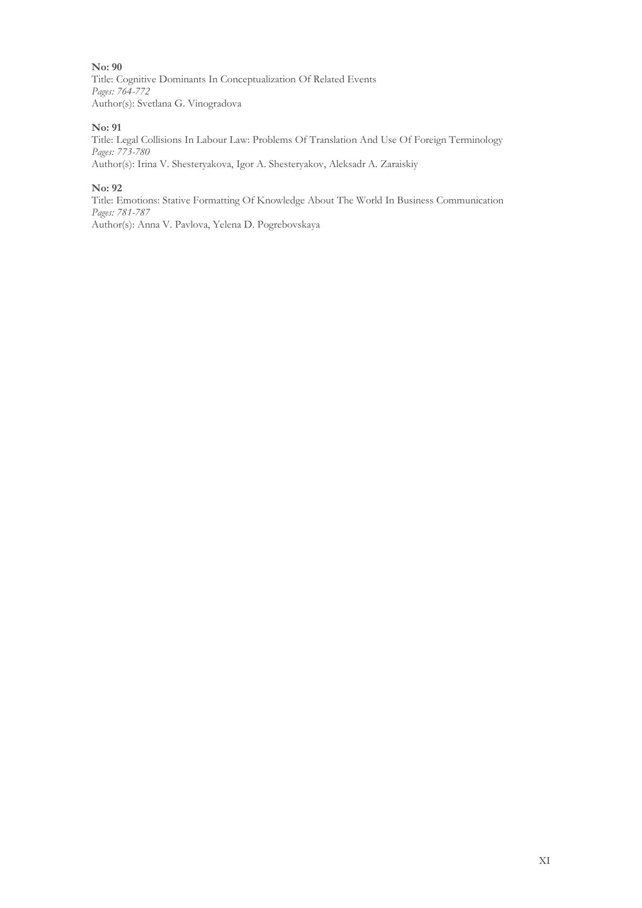**No: 90**
Title: Cognitive Dominants In Conceptualization Of Related Events
*Pages: 764-772*
Author(s): Svetlana G. Vinogradova

**No: 91**
Title: Legal Collisions In Labour Law: Problems Of Translation And Use Of Foreign Terminology
*Pages: 773-780*
Author(s): Irina V. Shesteryakova, Igor A. Shesteryakov, Aleksadr A. Zaraiskiy

**No: 92**
Title: Emotions: Stative Formatting Of Knowledge About The World In Business Communication
*Pages: 781-787*
Author(s): Anna V. Pavlova, Yelena D. Pogrebovskaya